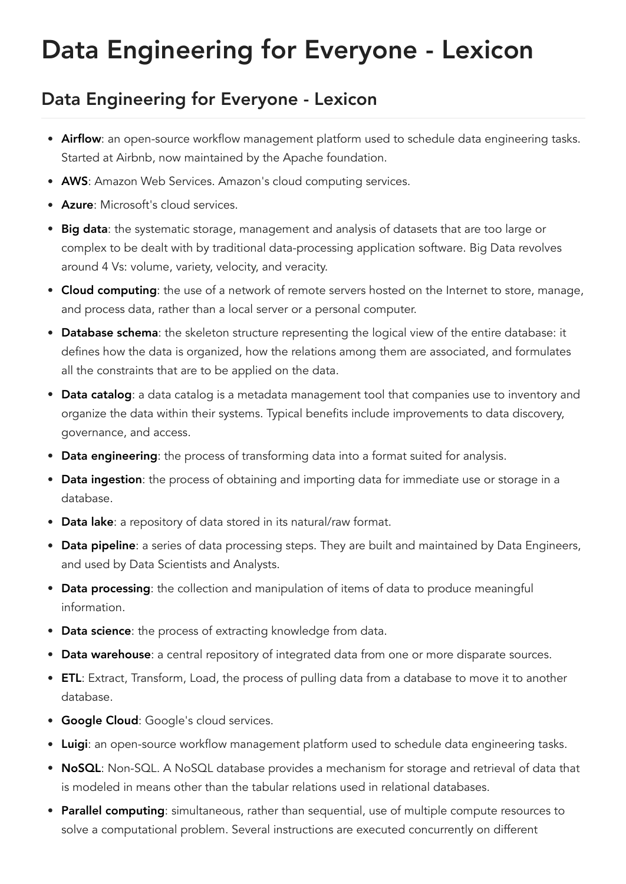# Data Engineering for Everyone - Lexicon

## Data Engineering for Everyone - Lexicon

- **Airflow**: an open-source workflow management platform used to schedule data engineering tasks. Started at Airbnb, now maintained by the Apache foundation.
- **AWS**: Amazon Web Services. Amazon's cloud computing services.
- **Azure**: Microsoft's cloud services.
- **Big data**: the systematic storage, management and analysis of datasets that are too large or complex to be dealt with by traditional data-processing application software. Big Data revolves around 4 Vs: volume, variety, velocity, and veracity.
- **Cloud computing**: the use of a network of remote servers hosted on the Internet to store, manage, and process data, rather than a local server or a personal computer.
- **Database schema**: the skeleton structure representing the logical view of the entire database: it defines how the data is organized, how the relations among them are associated, and formulates all the constraints that are to be applied on the data.
- **Data catalog**: a data catalog is a metadata management tool that companies use to inventory and organize the data within their systems. Typical benefits include improvements to data discovery, governance, and access.
- **Data engineering**: the process of transforming data into a format suited for analysis.
- **Data ingestion**: the process of obtaining and importing data for immediate use or storage in a database.
- **Data lake**: a repository of data stored in its natural/raw format.
- **Data pipeline**: a series of data processing steps. They are built and maintained by Data Engineers, and used by Data Scientists and Analysts.
- **Data processing**: the collection and manipulation of items of data to produce meaningful information.
- **Data science**: the process of extracting knowledge from data.
- **Data warehouse**: a central repository of integrated data from one or more disparate sources.
- **ETL**: Extract, Transform, Load, the process of pulling data from a database to move it to another database.
- **Google Cloud**: Google's cloud services.
- **Luigi**: an open-source workflow management platform used to schedule data engineering tasks.
- **NoSQL**: Non-SQL. A NoSQL database provides a mechanism for storage and retrieval of data that is modeled in means other than the tabular relations used in relational databases.
- **Parallel computing**: simultaneous, rather than sequential, use of multiple compute resources to solve a computational problem. Several instructions are executed concurrently on different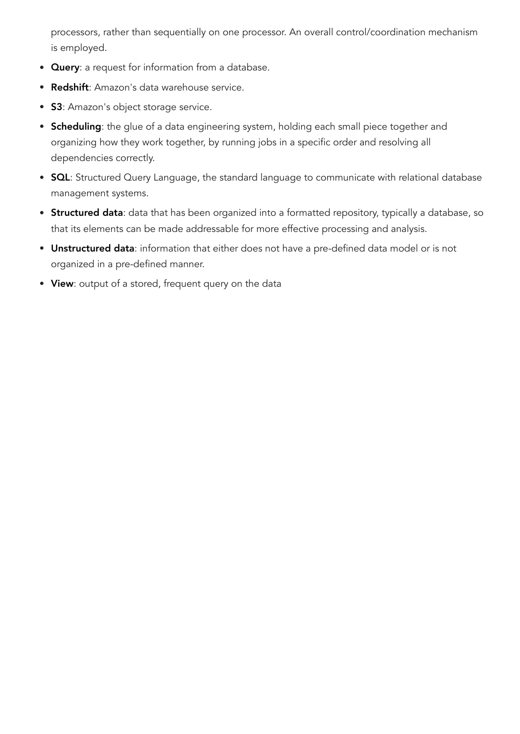processors, rather than sequentially on one processor. An overall control/coordination mechanism is employed.

- **Query**: a request for information from a database.
- **Redshift**: Amazon's data warehouse service.
- **S3**: Amazon's object storage service.
- **Scheduling**: the glue of a data engineering system, holding each small piece together and organizing how they work together, by running jobs in a specific order and resolving all dependencies correctly.
- **SQL**: Structured Query Language, the standard language to communicate with relational database management systems.
- **Structured data**: data that has been organized into a formatted repository, typically a database, so that its elements can be made addressable for more effective processing and analysis.
- **Unstructured data**: information that either does not have a pre-defined data model or is not organized in a pre-defined manner.
- **View**: output of a stored, frequent query on the data